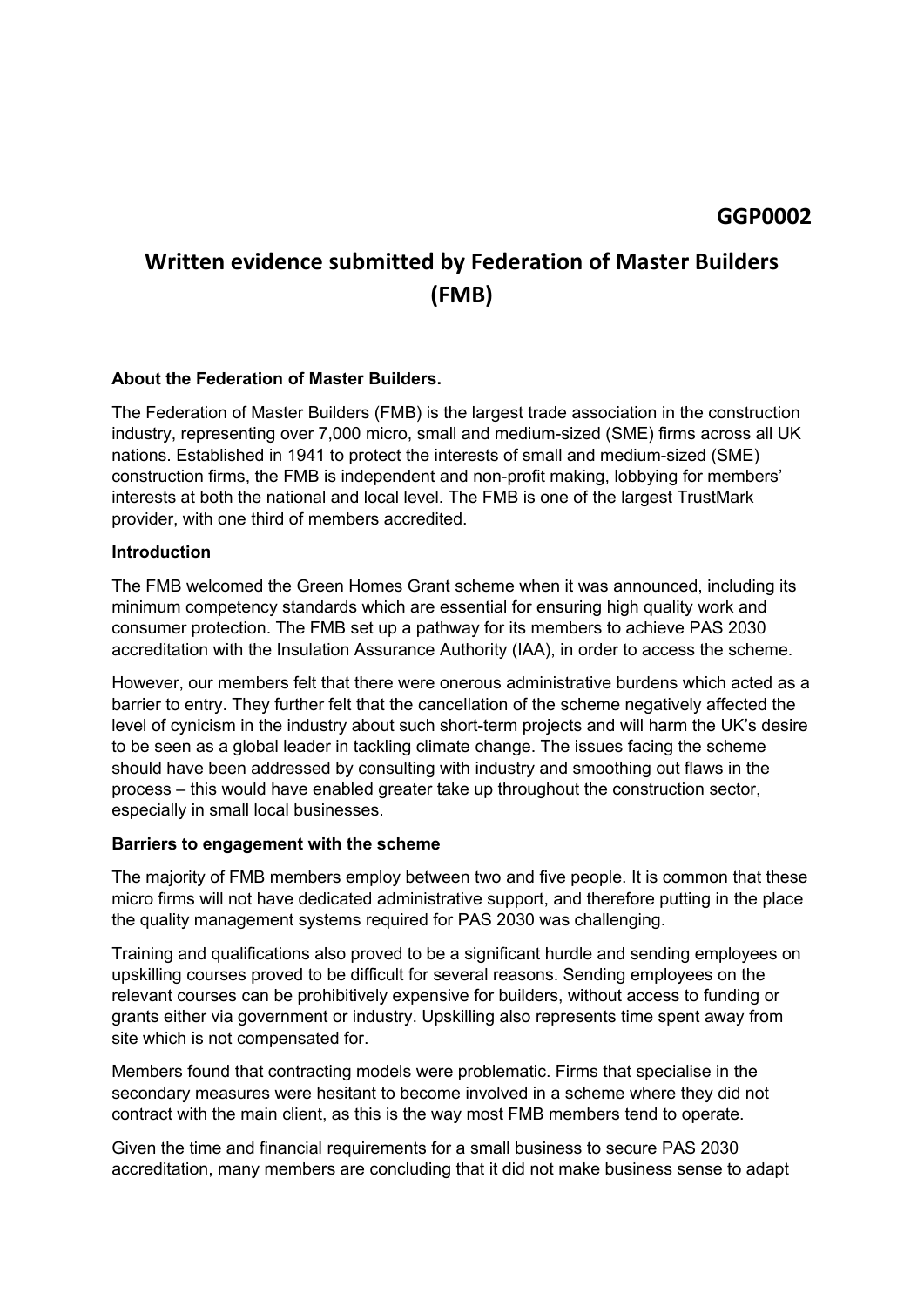GGP0002

# Written evidence submitted by Federation of Master Builders (FMB)

**About the Federation of Master Builders.**

The Federation of Master Builders (FMB) is the largest trade association in the construction industry, representing over 7,000 micro, small and medium-sized (SME) firms across all UK nations. Established in 1941 to protect the interests of small and medium-sized (SME) construction firms, the FMB is independent and non-profit making, lobbying for members' interests at both the national and local level. The FMB is one of the largest TrustMark provider, with one third of members accredited.

**Introduction**

The FMB welcomed the Green Homes Grant scheme when it was announced, including its minimum competency standards which are essential for ensuring high quality work and consumer protection. The FMB set up a pathway for its members to achieve PAS 2030 accreditation with the Insulation Assurance Authority (IAA), in order to access the scheme.

However, our members felt that there were onerous administrative burdens which acted as a barrier to entry. They further felt that the cancellation of the scheme negatively affected the level of cynicism in the industry about such short-term projects and will harm the UK's desire to be seen as a global leader in tackling climate change. The issues facing the scheme should have been addressed by consulting with industry and smoothing out flaws in the process – this would have enabled greater take up throughout the construction sector, especially in small local businesses.

**Barriers to engagement with the scheme**

The majority of FMB members employ between two and five people. It is common that these micro firms will not have dedicated administrative support, and therefore putting in the place the quality management systems required for PAS 2030 was challenging.

Training and qualifications also proved to be a significant hurdle and sending employees on upskilling courses proved to be difficult for several reasons. Sending employees on the relevant courses can be prohibitively expensive for builders, without access to funding or grants either via government or industry. Upskilling also represents time spent away from site which is not compensated for.

Members found that contracting models were problematic. Firms that specialise in the secondary measures were hesitant to become involved in a scheme where they did not contract with the main client, as this is the way most FMB members tend to operate.

Given the time and financial requirements for a small business to secure PAS 2030 accreditation, many members are concluding that it did not make business sense to adapt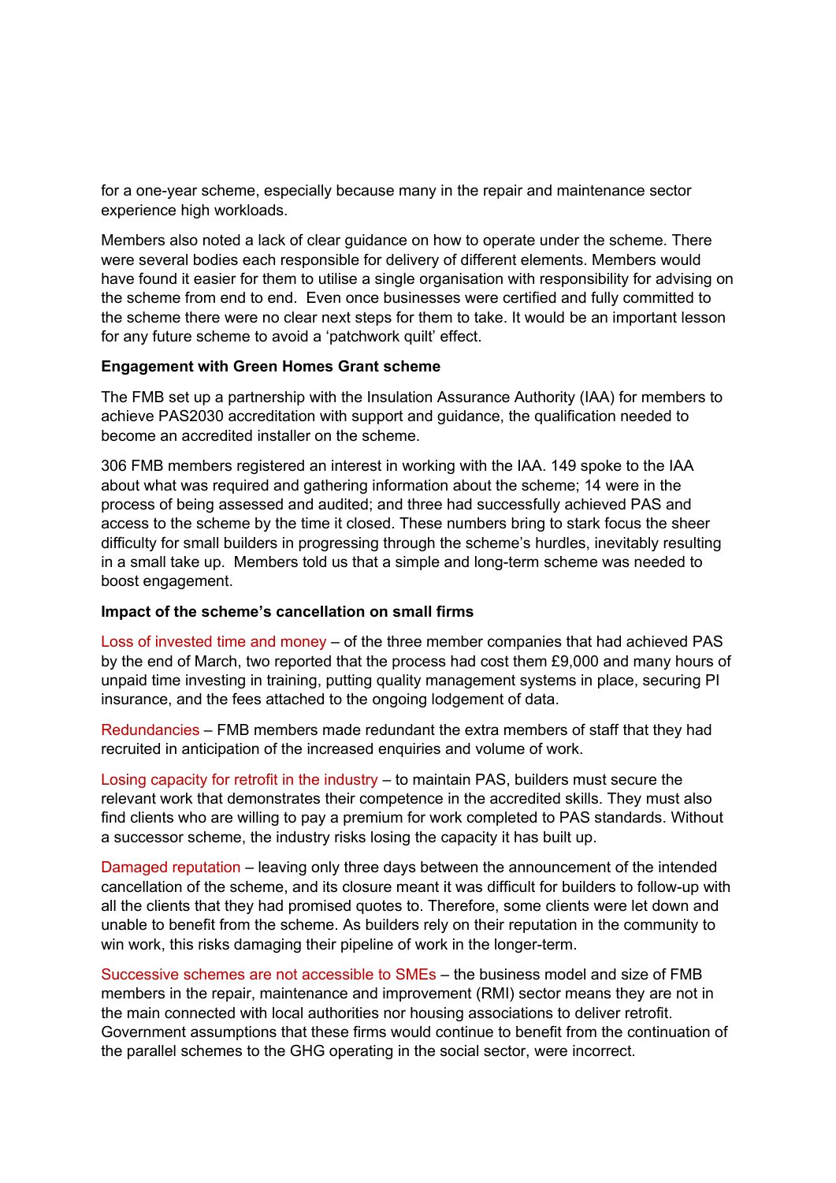for a one-year scheme, especially because many in the repair and maintenance sector experience high workloads.

Members also noted a lack of clear guidance on how to operate under the scheme. There were several bodies each responsible for delivery of different elements. Members would have found it easier for them to utilise a single organisation with responsibility for advising on the scheme from end to end. Even once businesses were certified and fully committed to the scheme there were no clear next steps for them to take. It would be an important lesson for any future scheme to avoid a 'patchwork quilt' effect.

**Engagement with Green Homes Grant scheme**

The FMB set up a partnership with the Insulation Assurance Authority (IAA) for members to achieve PAS2030 accreditation with support and guidance, the qualification needed to become an accredited installer on the scheme.

306 FMB members registered an interest in working with the IAA. 149 spoke to the IAA about what was required and gathering information about the scheme; 14 were in the process of being assessed and audited; and three had successfully achieved PAS and access to the scheme by the time it closed. These numbers bring to stark focus the sheer difficulty for small builders in progressing through the scheme's hurdles, inevitably resulting in a small take up. Members told us that a simple and long-term scheme was needed to boost engagement.

**Impact of the scheme's cancellation on small firms**

Loss of invested time and money – of the three member companies that had achieved PAS by the end of March, two reported that the process had cost them £9,000 and many hours of unpaid time investing in training, putting quality management systems in place, securing PI insurance, and the fees attached to the ongoing lodgement of data.

Redundancies – FMB members made redundant the extra members of staff that they had recruited in anticipation of the increased enquiries and volume of work.

Losing capacity for retrofit in the industry – to maintain PAS, builders must secure the relevant work that demonstrates their competence in the accredited skills. They must also find clients who are willing to pay a premium for work completed to PAS standards. Without a successor scheme, the industry risks losing the capacity it has built up.

Damaged reputation – leaving only three days between the announcement of the intended cancellation of the scheme, and its closure meant it was difficult for builders to follow-up with all the clients that they had promised quotes to. Therefore, some clients were let down and unable to benefit from the scheme. As builders rely on their reputation in the community to win work, this risks damaging their pipeline of work in the longer-term.

Successive schemes are not accessible to SMEs – the business model and size of FMB members in the repair, maintenance and improvement (RMI) sector means they are not in the main connected with local authorities nor housing associations to deliver retrofit. Government assumptions that these firms would continue to benefit from the continuation of the parallel schemes to the GHG operating in the social sector, were incorrect.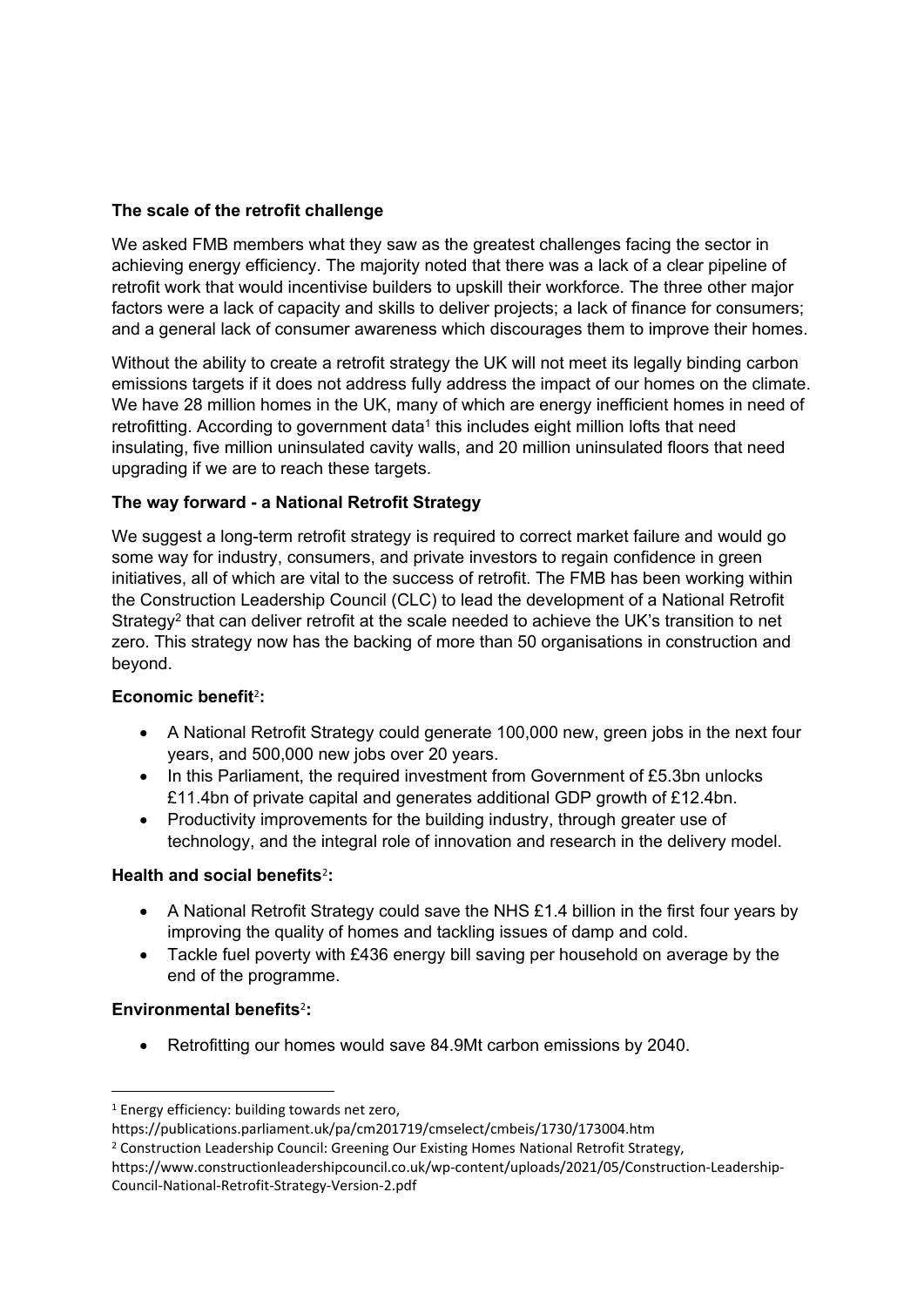**The scale of the retrofit challenge**

We asked FMB members what they saw as the greatest challenges facing the sector in achieving energy efficiency. The majority noted that there was a lack of a clear pipeline of retrofit work that would incentivise builders to upskill their workforce. The three other major factors were a lack of capacity and skills to deliver projects; a lack of finance for consumers; and a general lack of consumer awareness which discourages them to improve their homes.

Without the ability to create a retrofit strategy the UK will not meet its legally binding carbon emissions targets if it does not address fully address the impact of our homes on the climate. We have 28 million homes in the UK, many of which are energy inefficient homes in need of retrofitting. According to government data[1] this includes eight million lofts that need insulating, five million uninsulated cavity walls, and 20 million uninsulated floors that need upgrading if we are to reach these targets.

**The way forward - a National Retrofit Strategy**

We suggest a long-term retrofit strategy is required to correct market failure and would go some way for industry, consumers, and private investors to regain confidence in green initiatives, all of which are vital to the success of retrofit. The FMB has been working within the Construction Leadership Council (CLC) to lead the development of a National Retrofit Strategy[2] that can deliver retrofit at the scale needed to achieve the UK's transition to net zero. This strategy now has the backing of more than 50 organisations in construction and beyond.

**Economic benefit[2]:**

- A National Retrofit Strategy could generate 100,000 new, green jobs in the next four years, and 500,000 new jobs over 20 years.
- In this Parliament, the required investment from Government of £5.3bn unlocks £11.4bn of private capital and generates additional GDP growth of £12.4bn.
- Productivity improvements for the building industry, through greater use of technology, and the integral role of innovation and research in the delivery model.

**Health and social benefits[2]:**

- A National Retrofit Strategy could save the NHS £1.4 billion in the first four years by improving the quality of homes and tackling issues of damp and cold.
- Tackle fuel poverty with £436 energy bill saving per household on average by the end of the programme.

**Environmental benefits[2]:**

- Retrofitting our homes would save 84.9Mt carbon emissions by 2040.

---

[1] Energy efficiency: building towards net zero, https://publications.parliament.uk/pa/cm201719/cmselect/cmbeis/1730/173004.htm

[2] Construction Leadership Council: Greening Our Existing Homes National Retrofit Strategy, https://www.constructionleadershipcouncil.co.uk/wp-content/uploads/2021/05/Construction-Leadership-Council-National-Retrofit-Strategy-Version-2.pdf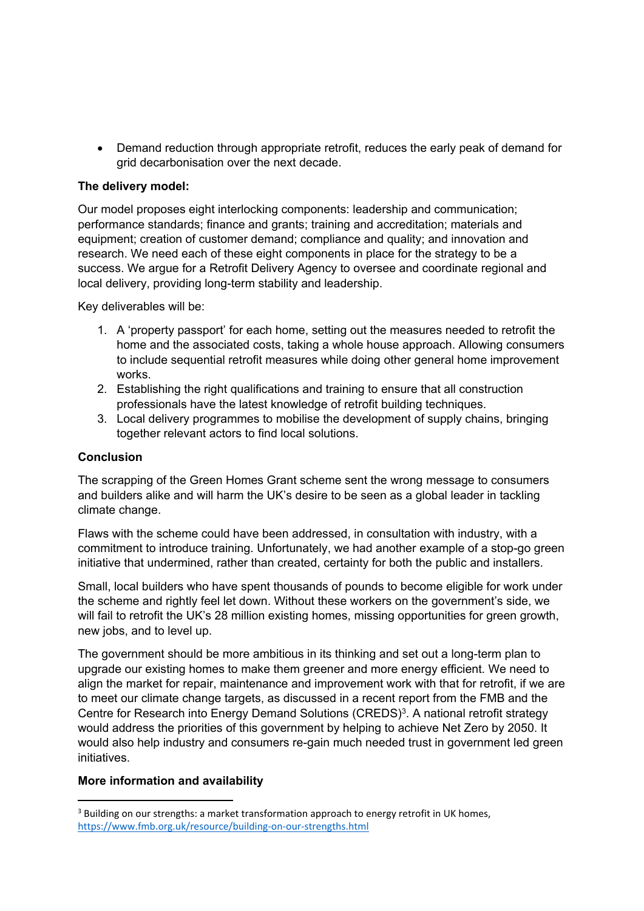- Demand reduction through appropriate retrofit, reduces the early peak of demand for grid decarbonisation over the next decade.

**The delivery model:**

Our model proposes eight interlocking components: leadership and communication; performance standards; finance and grants; training and accreditation; materials and equipment; creation of customer demand; compliance and quality; and innovation and research. We need each of these eight components in place for the strategy to be a success. We argue for a Retrofit Delivery Agency to oversee and coordinate regional and local delivery, providing long-term stability and leadership.

Key deliverables will be:

1. A 'property passport' for each home, setting out the measures needed to retrofit the home and the associated costs, taking a whole house approach. Allowing consumers to include sequential retrofit measures while doing other general home improvement works.
2. Establishing the right qualifications and training to ensure that all construction professionals have the latest knowledge of retrofit building techniques.
3. Local delivery programmes to mobilise the development of supply chains, bringing together relevant actors to find local solutions.

**Conclusion**

The scrapping of the Green Homes Grant scheme sent the wrong message to consumers and builders alike and will harm the UK's desire to be seen as a global leader in tackling climate change.

Flaws with the scheme could have been addressed, in consultation with industry, with a commitment to introduce training. Unfortunately, we had another example of a stop-go green initiative that undermined, rather than created, certainty for both the public and installers.

Small, local builders who have spent thousands of pounds to become eligible for work under the scheme and rightly feel let down. Without these workers on the government's side, we will fail to retrofit the UK's 28 million existing homes, missing opportunities for green growth, new jobs, and to level up.

The government should be more ambitious in its thinking and set out a long-term plan to upgrade our existing homes to make them greener and more energy efficient. We need to align the market for repair, maintenance and improvement work with that for retrofit, if we are to meet our climate change targets, as discussed in a recent report from the FMB and the Centre for Research into Energy Demand Solutions (CREDS)[3]. A national retrofit strategy would address the priorities of this government by helping to achieve Net Zero by 2050. It would also help industry and consumers re-gain much needed trust in government led green initiatives.

**More information and availability**

[3] Building on our strengths: a market transformation approach to energy retrofit in UK homes, https://www.fmb.org.uk/resource/building-on-our-strengths.html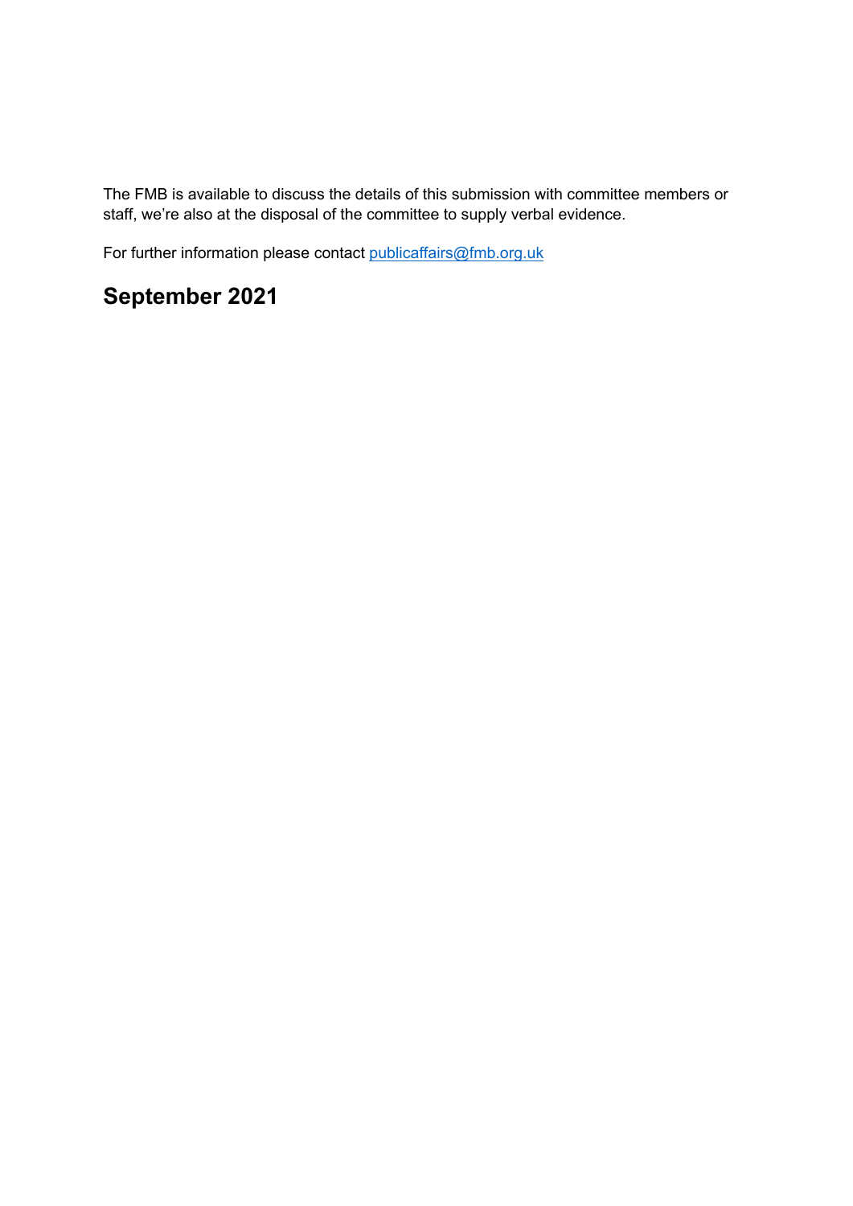The FMB is available to discuss the details of this submission with committee members or staff, we're also at the disposal of the committee to supply verbal evidence.

For further information please contact [publicaffairs@fmb.org.uk](mailto:publicaffairs@fmb.org.uk)

## September 2021